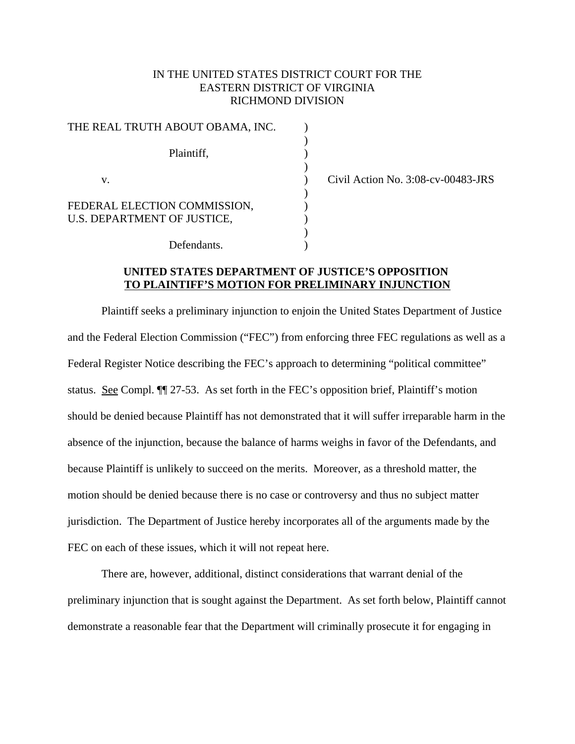IN THE UNITED STATES DISTRICT COURT FOR THE
EASTERN DISTRICT OF VIRGINIA
RICHMOND DIVISION

THE REAL TRUTH ABOUT OBAMA, INC.

Plaintiff,

v.

FEDERAL ELECTION COMMISSION,
U.S. DEPARTMENT OF JUSTICE,

Defendants.

Civil Action No. 3:08-cv-00483-JRS

**UNITED STATES DEPARTMENT OF JUSTICE'S OPPOSITION TO PLAINTIFF'S MOTION FOR PRELIMINARY INJUNCTION**

Plaintiff seeks a preliminary injunction to enjoin the United States Department of Justice and the Federal Election Commission ("FEC") from enforcing three FEC regulations as well as a Federal Register Notice describing the FEC's approach to determining "political committee" status. See Compl. ¶¶ 27-53. As set forth in the FEC's opposition brief, Plaintiff's motion should be denied because Plaintiff has not demonstrated that it will suffer irreparable harm in the absence of the injunction, because the balance of harms weighs in favor of the Defendants, and because Plaintiff is unlikely to succeed on the merits. Moreover, as a threshold matter, the motion should be denied because there is no case or controversy and thus no subject matter jurisdiction. The Department of Justice hereby incorporates all of the arguments made by the FEC on each of these issues, which it will not repeat here.

There are, however, additional, distinct considerations that warrant denial of the preliminary injunction that is sought against the Department. As set forth below, Plaintiff cannot demonstrate a reasonable fear that the Department will criminally prosecute it for engaging in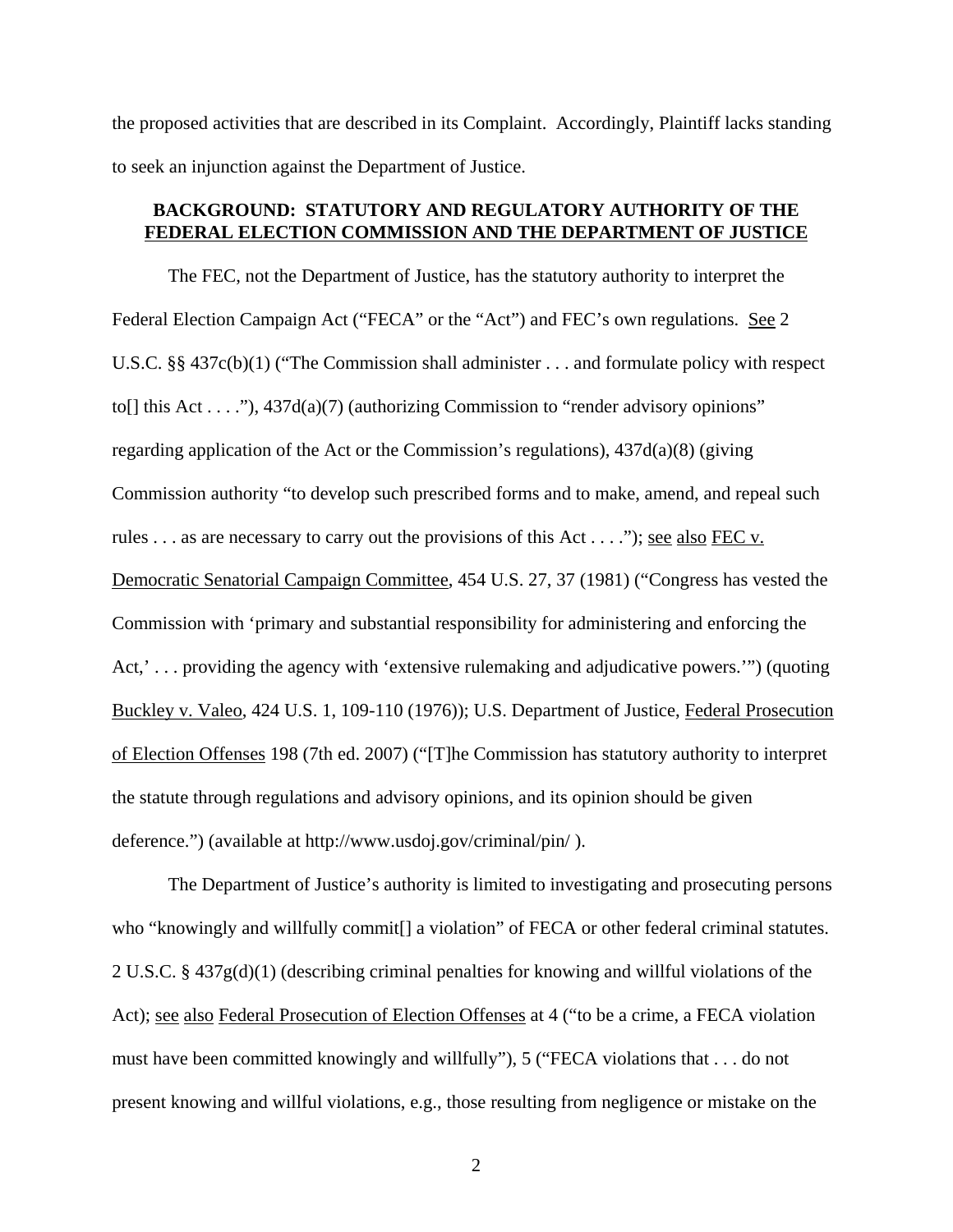the proposed activities that are described in its Complaint. Accordingly, Plaintiff lacks standing to seek an injunction against the Department of Justice.

## BACKGROUND: STATUTORY AND REGULATORY AUTHORITY OF THE FEDERAL ELECTION COMMISSION AND THE DEPARTMENT OF JUSTICE

The FEC, not the Department of Justice, has the statutory authority to interpret the Federal Election Campaign Act ("FECA" or the "Act") and FEC's own regulations. See 2 U.S.C. §§ 437c(b)(1) ("The Commission shall administer . . . and formulate policy with respect to[] this Act . . . ."), 437d(a)(7) (authorizing Commission to "render advisory opinions" regarding application of the Act or the Commission's regulations), 437d(a)(8) (giving Commission authority "to develop such prescribed forms and to make, amend, and repeal such rules . . . as are necessary to carry out the provisions of this Act . . . ."); see also FEC v. Democratic Senatorial Campaign Committee, 454 U.S. 27, 37 (1981) ("Congress has vested the Commission with 'primary and substantial responsibility for administering and enforcing the Act,' . . . providing the agency with 'extensive rulemaking and adjudicative powers.'") (quoting Buckley v. Valeo, 424 U.S. 1, 109-110 (1976)); U.S. Department of Justice, Federal Prosecution of Election Offenses 198 (7th ed. 2007) ("[T]he Commission has statutory authority to interpret the statute through regulations and advisory opinions, and its opinion should be given deference.") (available at http://www.usdoj.gov/criminal/pin/ ).

The Department of Justice's authority is limited to investigating and prosecuting persons who "knowingly and willfully commit[] a violation" of FECA or other federal criminal statutes. 2 U.S.C. § 437g(d)(1) (describing criminal penalties for knowing and willful violations of the Act); see also Federal Prosecution of Election Offenses at 4 ("to be a crime, a FECA violation must have been committed knowingly and willfully"), 5 ("FECA violations that . . . do not present knowing and willful violations, e.g., those resulting from negligence or mistake on the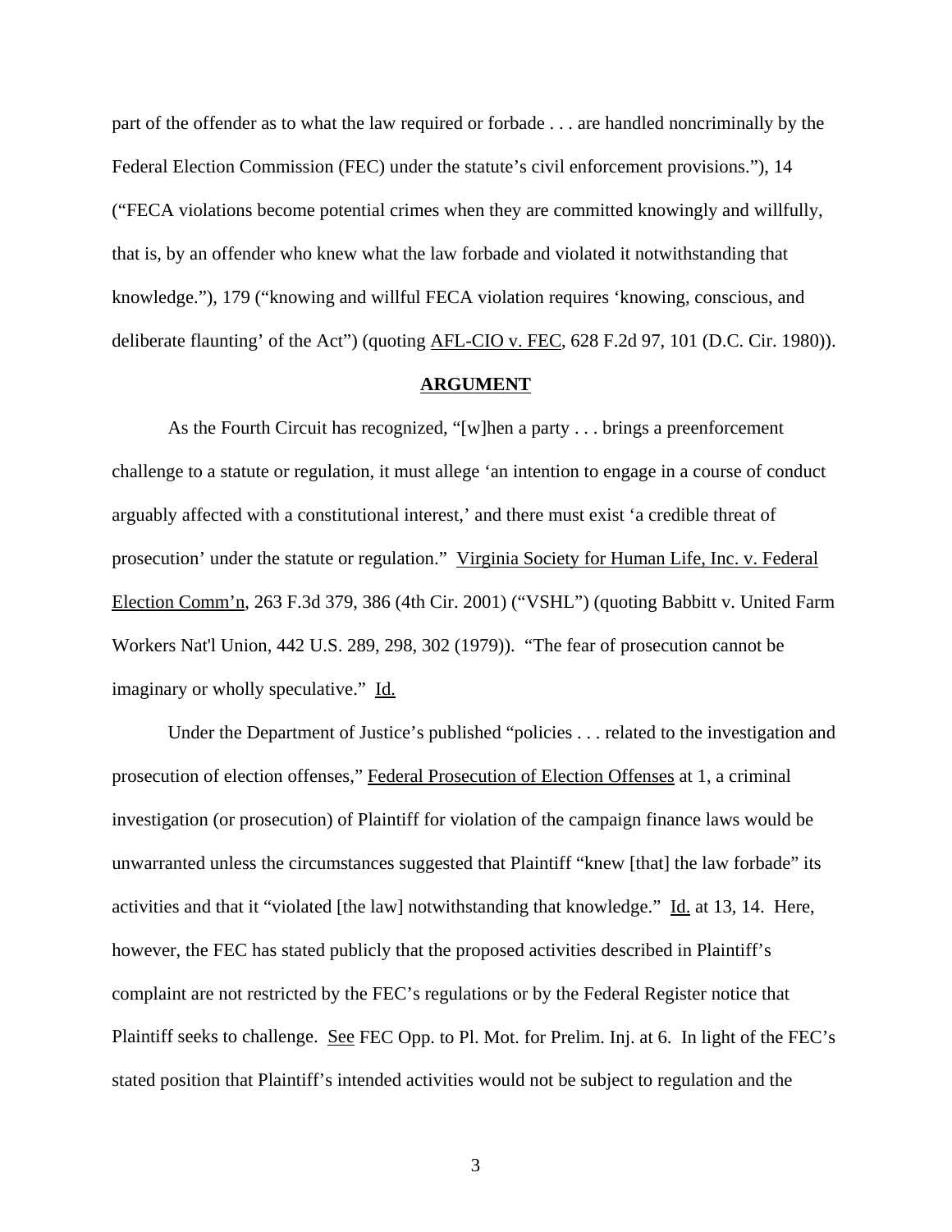part of the offender as to what the law required or forbade . . . are handled noncriminally by the Federal Election Commission (FEC) under the statute's civil enforcement provisions."), 14 ("FECA violations become potential crimes when they are committed knowingly and willfully, that is, by an offender who knew what the law forbade and violated it notwithstanding that knowledge."), 179 ("knowing and willful FECA violation requires 'knowing, conscious, and deliberate flaunting' of the Act") (quoting AFL-CIO v. FEC, 628 F.2d 97, 101 (D.C. Cir. 1980)).

**ARGUMENT**

As the Fourth Circuit has recognized, "[w]hen a party . . . brings a preenforcement challenge to a statute or regulation, it must allege 'an intention to engage in a course of conduct arguably affected with a constitutional interest,' and there must exist 'a credible threat of prosecution' under the statute or regulation." Virginia Society for Human Life, Inc. v. Federal Election Comm'n, 263 F.3d 379, 386 (4th Cir. 2001) ("VSHL") (quoting Babbitt v. United Farm Workers Nat'l Union, 442 U.S. 289, 298, 302 (1979)). "The fear of prosecution cannot be imaginary or wholly speculative." Id.

Under the Department of Justice's published "policies . . . related to the investigation and prosecution of election offenses," Federal Prosecution of Election Offenses at 1, a criminal investigation (or prosecution) of Plaintiff for violation of the campaign finance laws would be unwarranted unless the circumstances suggested that Plaintiff "knew [that] the law forbade" its activities and that it "violated [the law] notwithstanding that knowledge." Id. at 13, 14. Here, however, the FEC has stated publicly that the proposed activities described in Plaintiff's complaint are not restricted by the FEC's regulations or by the Federal Register notice that Plaintiff seeks to challenge. See FEC Opp. to Pl. Mot. for Prelim. Inj. at 6. In light of the FEC's stated position that Plaintiff's intended activities would not be subject to regulation and the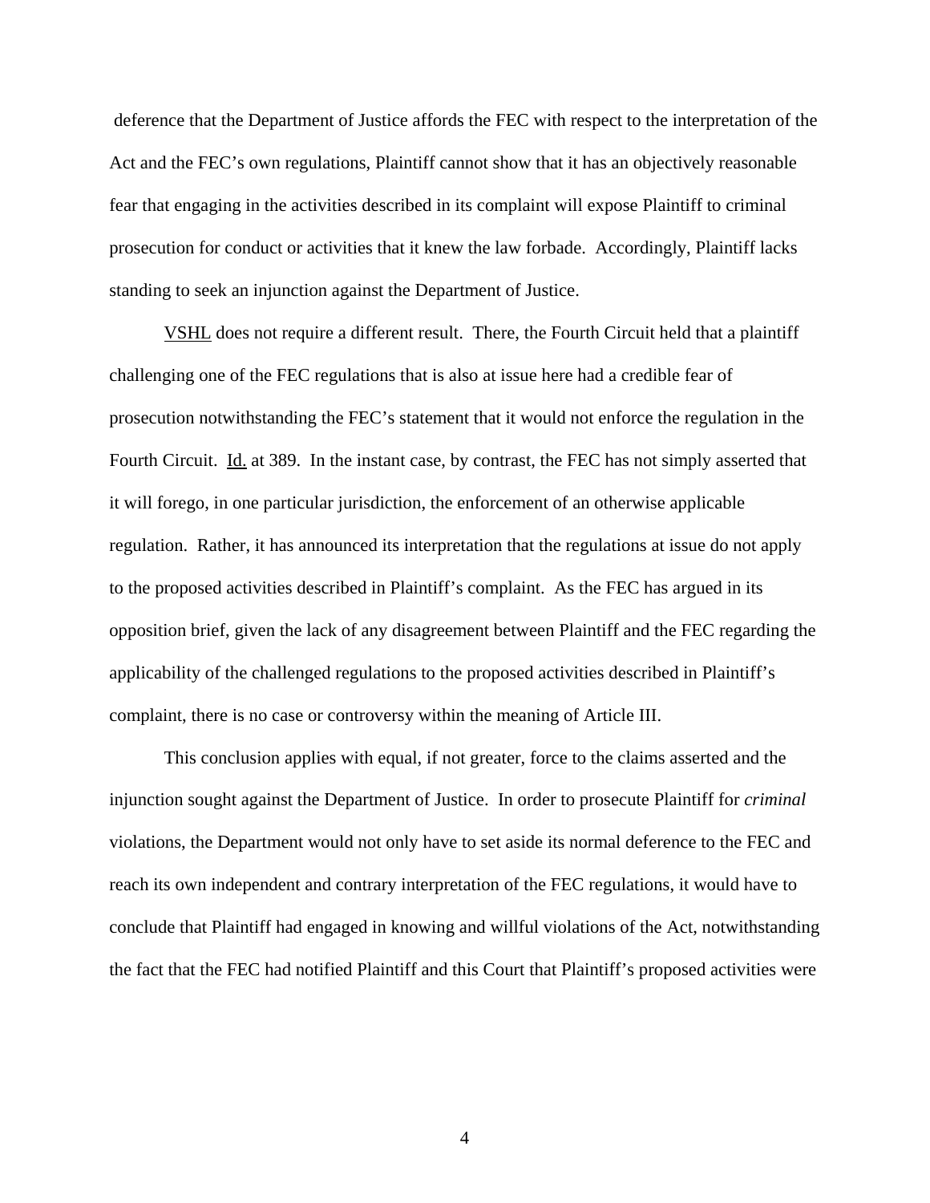deference that the Department of Justice affords the FEC with respect to the interpretation of the Act and the FEC's own regulations, Plaintiff cannot show that it has an objectively reasonable fear that engaging in the activities described in its complaint will expose Plaintiff to criminal prosecution for conduct or activities that it knew the law forbade. Accordingly, Plaintiff lacks standing to seek an injunction against the Department of Justice.

VSHL does not require a different result. There, the Fourth Circuit held that a plaintiff challenging one of the FEC regulations that is also at issue here had a credible fear of prosecution notwithstanding the FEC's statement that it would not enforce the regulation in the Fourth Circuit. Id. at 389. In the instant case, by contrast, the FEC has not simply asserted that it will forego, in one particular jurisdiction, the enforcement of an otherwise applicable regulation. Rather, it has announced its interpretation that the regulations at issue do not apply to the proposed activities described in Plaintiff's complaint. As the FEC has argued in its opposition brief, given the lack of any disagreement between Plaintiff and the FEC regarding the applicability of the challenged regulations to the proposed activities described in Plaintiff's complaint, there is no case or controversy within the meaning of Article III.

This conclusion applies with equal, if not greater, force to the claims asserted and the injunction sought against the Department of Justice. In order to prosecute Plaintiff for *criminal* violations, the Department would not only have to set aside its normal deference to the FEC and reach its own independent and contrary interpretation of the FEC regulations, it would have to conclude that Plaintiff had engaged in knowing and willful violations of the Act, notwithstanding the fact that the FEC had notified Plaintiff and this Court that Plaintiff's proposed activities were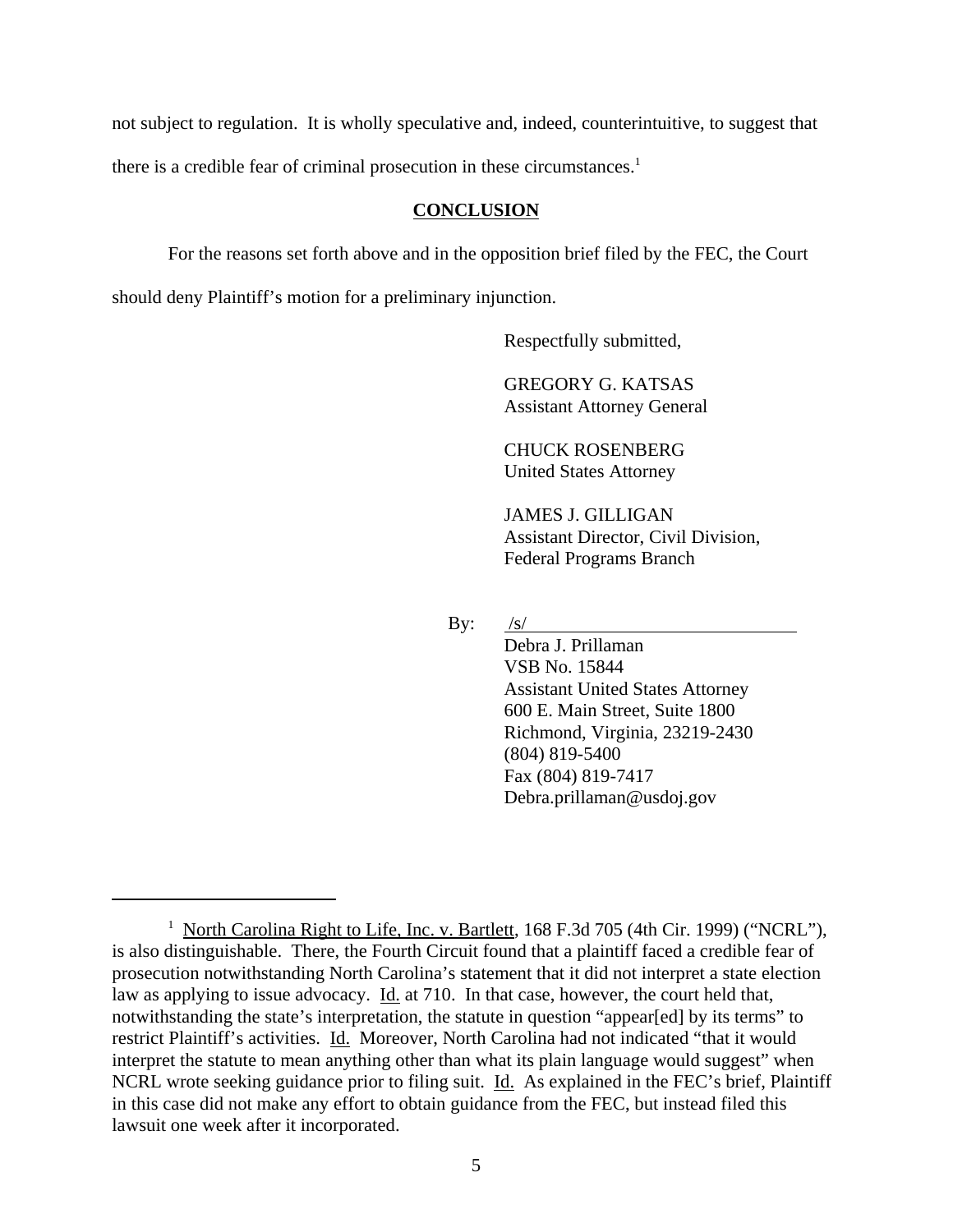not subject to regulation. It is wholly speculative and, indeed, counterintuitive, to suggest that there is a credible fear of criminal prosecution in these circumstances.[1]

## CONCLUSION

For the reasons set forth above and in the opposition brief filed by the FEC, the Court should deny Plaintiff's motion for a preliminary injunction.

Respectfully submitted,

GREGORY G. KATSAS
Assistant Attorney General

CHUCK ROSENBERG
United States Attorney

JAMES J. GILLIGAN
Assistant Director, Civil Division,
Federal Programs Branch

By: /s/
Debra J. Prillaman
VSB No. 15844
Assistant United States Attorney
600 E. Main Street, Suite 1800
Richmond, Virginia, 23219-2430
(804) 819-5400
Fax (804) 819-7417
Debra.prillaman@usdoj.gov

---

[1] North Carolina Right to Life, Inc. v. Bartlett, 168 F.3d 705 (4th Cir. 1999) ("NCRL"), is also distinguishable. There, the Fourth Circuit found that a plaintiff faced a credible fear of prosecution notwithstanding North Carolina's statement that it did not interpret a state election law as applying to issue advocacy. Id. at 710. In that case, however, the court held that, notwithstanding the state's interpretation, the statute in question "appear[ed] by its terms" to restrict Plaintiff's activities. Id. Moreover, North Carolina had not indicated "that it would interpret the statute to mean anything other than what its plain language would suggest" when NCRL wrote seeking guidance prior to filing suit. Id. As explained in the FEC's brief, Plaintiff in this case did not make any effort to obtain guidance from the FEC, but instead filed this lawsuit one week after it incorporated.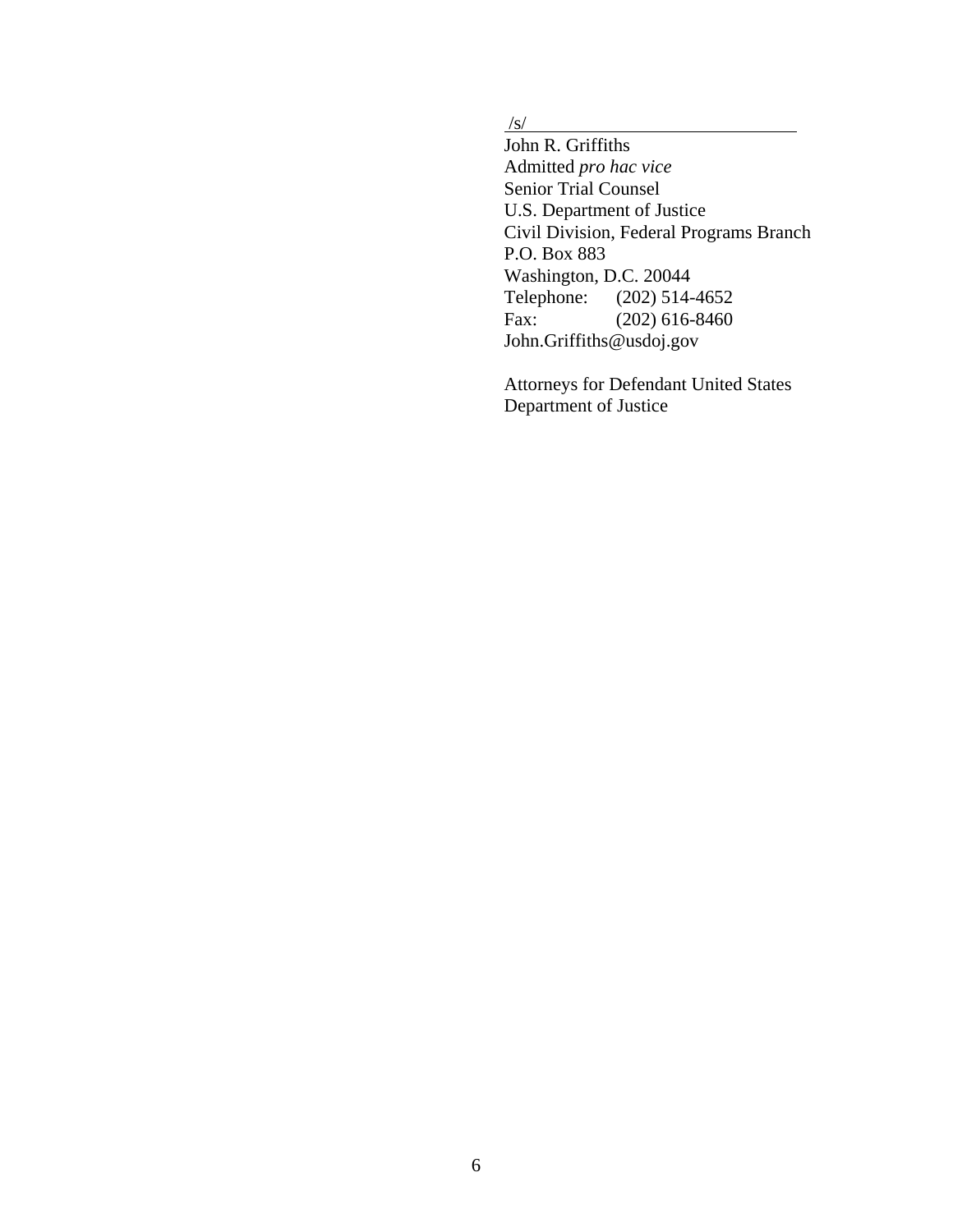/s/

John R. Griffiths
Admitted *pro hac vice*
Senior Trial Counsel
U.S. Department of Justice
Civil Division, Federal Programs Branch
P.O. Box 883
Washington, D.C. 20044
Telephone: (202) 514-4652
Fax: (202) 616-8460
John.Griffiths@usdoj.gov

Attorneys for Defendant United States Department of Justice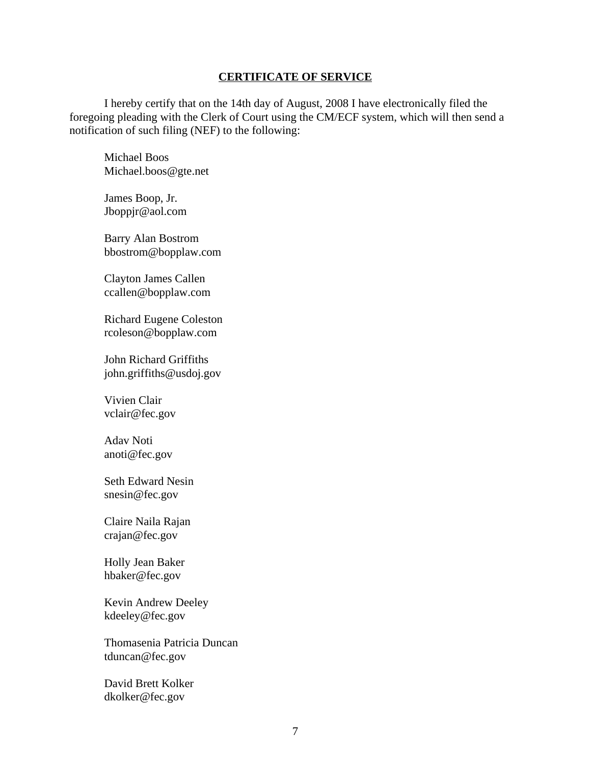**CERTIFICATE OF SERVICE**

I hereby certify that on the 14th day of August, 2008 I have electronically filed the foregoing pleading with the Clerk of Court using the CM/ECF system, which will then send a notification of such filing (NEF) to the following:

Michael Boos
Michael.boos@gte.net

James Boop, Jr.
Jboppjr@aol.com

Barry Alan Bostrom
bbostrom@bopplaw.com

Clayton James Callen
ccallen@bopplaw.com

Richard Eugene Coleston
rcoleson@bopplaw.com

John Richard Griffiths
john.griffiths@usdoj.gov

Vivien Clair
vclair@fec.gov

Adav Noti
anoti@fec.gov

Seth Edward Nesin
snesin@fec.gov

Claire Naila Rajan
crajan@fec.gov

Holly Jean Baker
hbaker@fec.gov

Kevin Andrew Deeley
kdeeley@fec.gov

Thomasenia Patricia Duncan
tduncan@fec.gov

David Brett Kolker
dkolker@fec.gov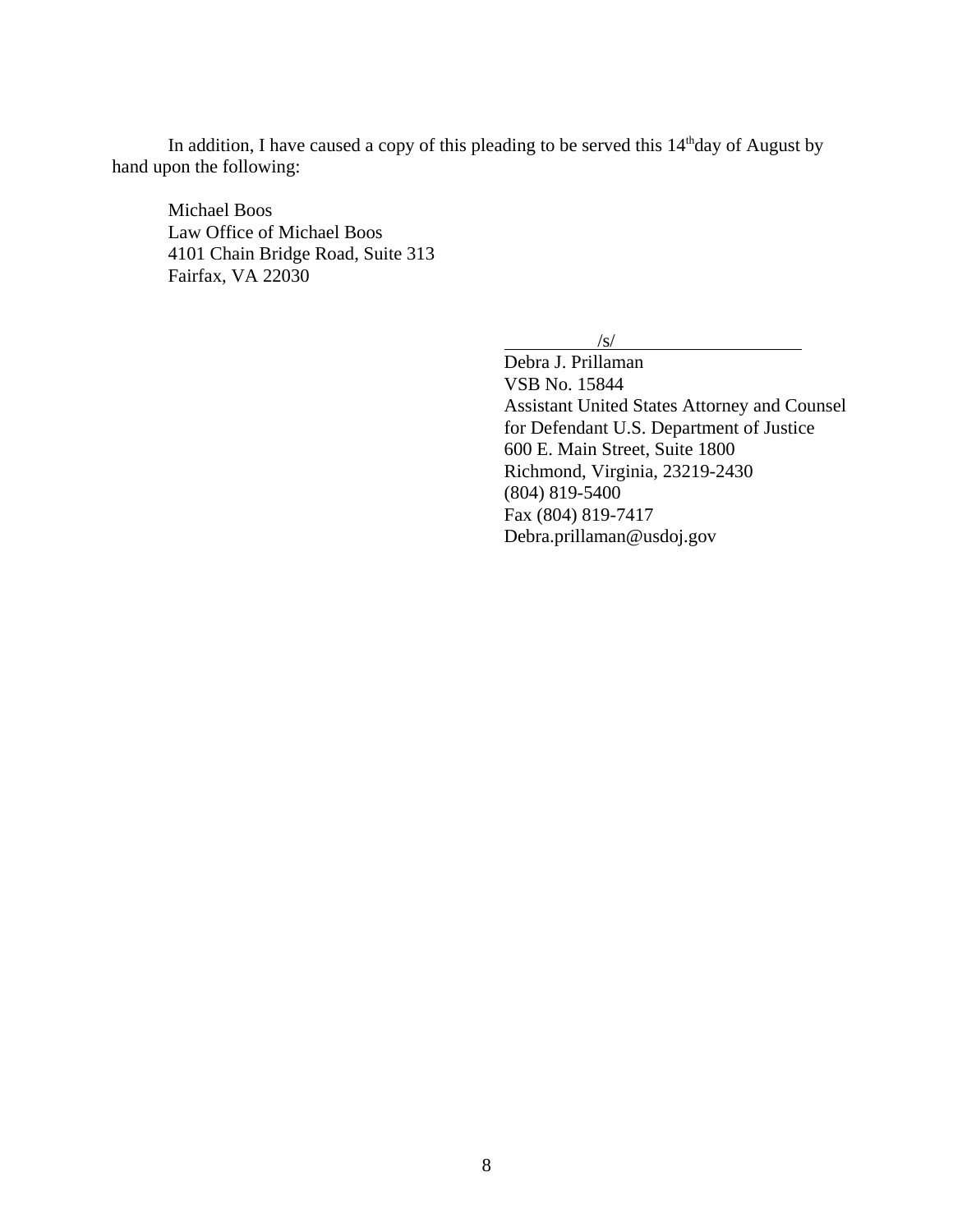In addition, I have caused a copy of this pleading to be served this 14th day of August by hand upon the following:

Michael Boos
Law Office of Michael Boos
4101 Chain Bridge Road, Suite 313
Fairfax, VA 22030

/s/
Debra J. Prillaman
VSB No. 15844
Assistant United States Attorney and Counsel for Defendant U.S. Department of Justice
600 E. Main Street, Suite 1800
Richmond, Virginia, 23219-2430
(804) 819-5400
Fax (804) 819-7417
Debra.prillaman@usdoj.gov